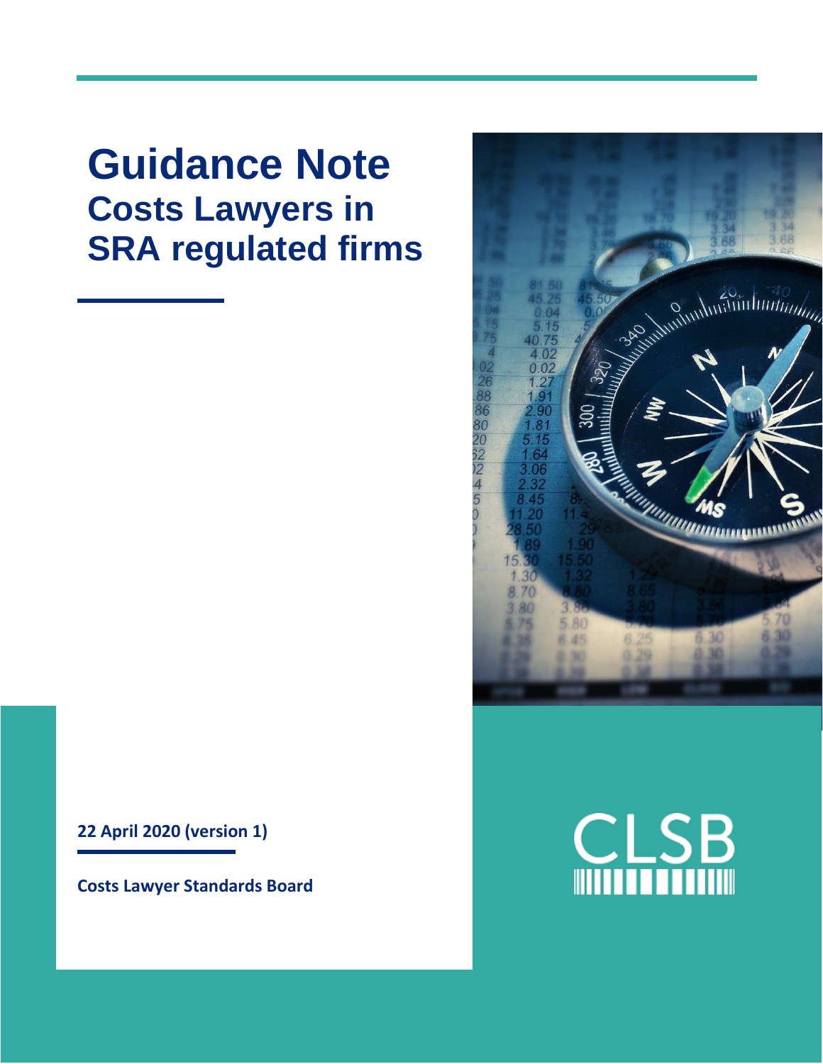# Guidance Note

## Costs Lawyers in SRA regulated firms

**22 April 2020 (version 1)**

**Costs Lawyer Standards Board**

CLSB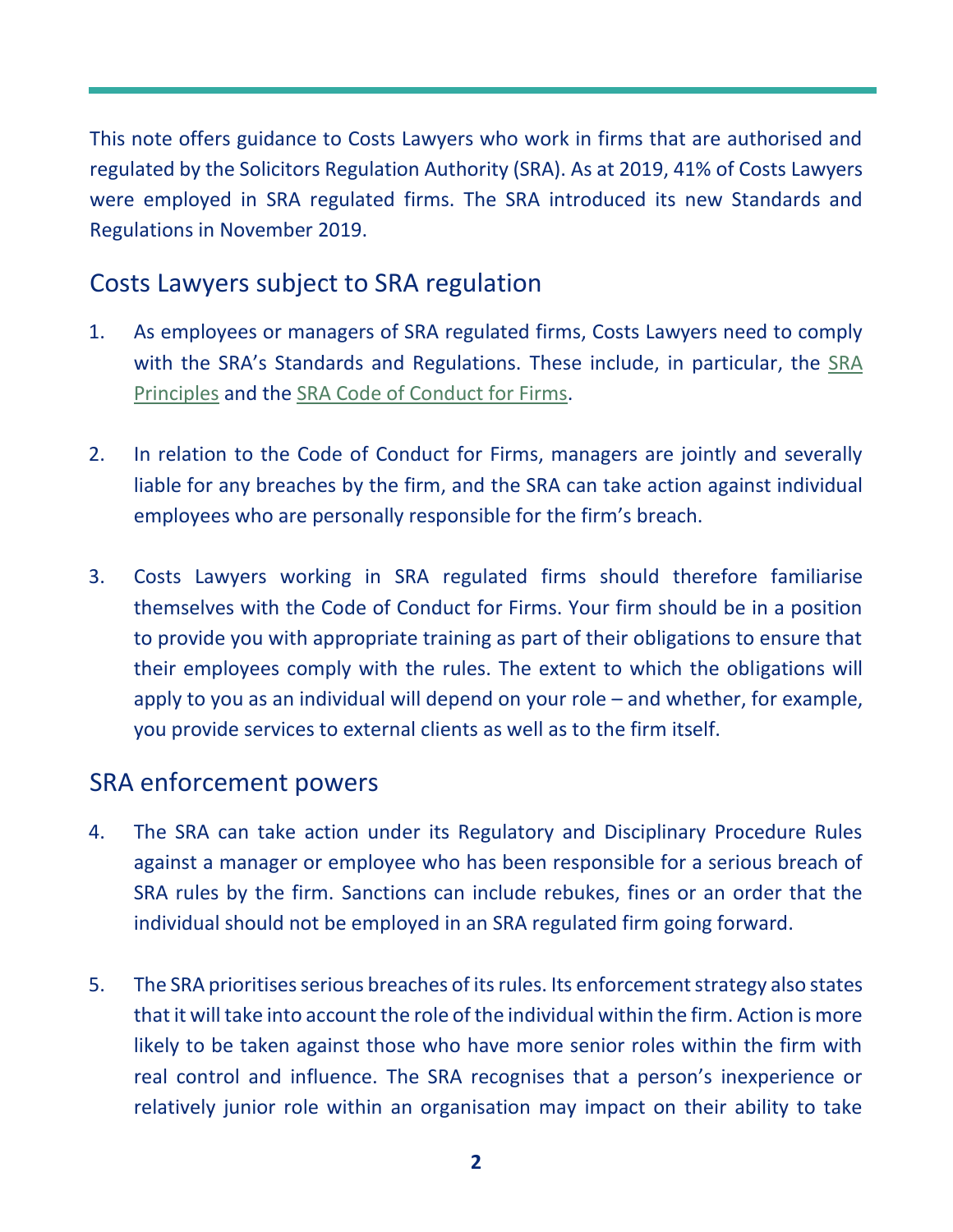This note offers guidance to Costs Lawyers who work in firms that are authorised and regulated by the Solicitors Regulation Authority (SRA). As at 2019, 41% of Costs Lawyers were employed in SRA regulated firms. The SRA introduced its new Standards and Regulations in November 2019.

## Costs Lawyers subject to SRA regulation

1. As employees or managers of SRA regulated firms, Costs Lawyers need to comply with the SRA's Standards and Regulations. These include, in particular, the SRA Principles and the SRA Code of Conduct for Firms.

2. In relation to the Code of Conduct for Firms, managers are jointly and severally liable for any breaches by the firm, and the SRA can take action against individual employees who are personally responsible for the firm's breach.

3. Costs Lawyers working in SRA regulated firms should therefore familiarise themselves with the Code of Conduct for Firms. Your firm should be in a position to provide you with appropriate training as part of their obligations to ensure that their employees comply with the rules. The extent to which the obligations will apply to you as an individual will depend on your role – and whether, for example, you provide services to external clients as well as to the firm itself.

## SRA enforcement powers

4. The SRA can take action under its Regulatory and Disciplinary Procedure Rules against a manager or employee who has been responsible for a serious breach of SRA rules by the firm. Sanctions can include rebukes, fines or an order that the individual should not be employed in an SRA regulated firm going forward.

5. The SRA prioritises serious breaches of its rules. Its enforcement strategy also states that it will take into account the role of the individual within the firm. Action is more likely to be taken against those who have more senior roles within the firm with real control and influence. The SRA recognises that a person's inexperience or relatively junior role within an organisation may impact on their ability to take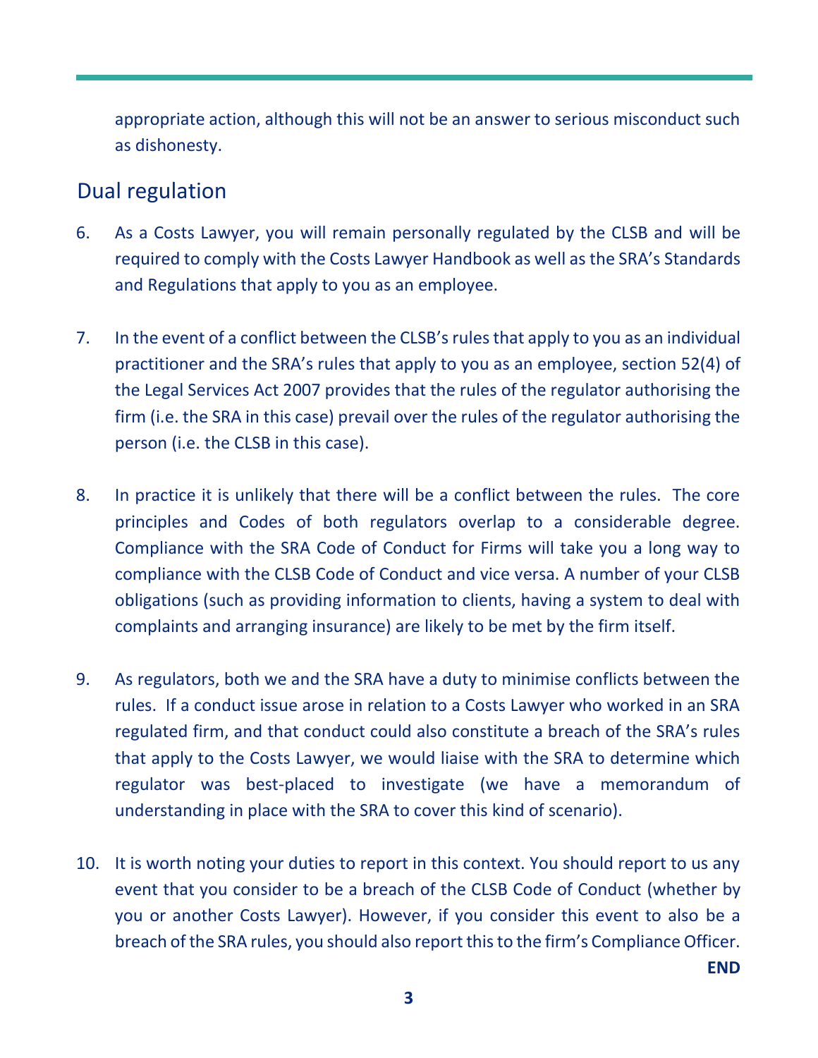appropriate action, although this will not be an answer to serious misconduct such as dishonesty.

## Dual regulation

6. As a Costs Lawyer, you will remain personally regulated by the CLSB and will be required to comply with the Costs Lawyer Handbook as well as the SRA's Standards and Regulations that apply to you as an employee.

7. In the event of a conflict between the CLSB's rules that apply to you as an individual practitioner and the SRA's rules that apply to you as an employee, section 52(4) of the Legal Services Act 2007 provides that the rules of the regulator authorising the firm (i.e. the SRA in this case) prevail over the rules of the regulator authorising the person (i.e. the CLSB in this case).

8. In practice it is unlikely that there will be a conflict between the rules. The core principles and Codes of both regulators overlap to a considerable degree. Compliance with the SRA Code of Conduct for Firms will take you a long way to compliance with the CLSB Code of Conduct and vice versa. A number of your CLSB obligations (such as providing information to clients, having a system to deal with complaints and arranging insurance) are likely to be met by the firm itself.

9. As regulators, both we and the SRA have a duty to minimise conflicts between the rules. If a conduct issue arose in relation to a Costs Lawyer who worked in an SRA regulated firm, and that conduct could also constitute a breach of the SRA's rules that apply to the Costs Lawyer, we would liaise with the SRA to determine which regulator was best-placed to investigate (we have a memorandum of understanding in place with the SRA to cover this kind of scenario).

10. It is worth noting your duties to report in this context. You should report to us any event that you consider to be a breach of the CLSB Code of Conduct (whether by you or another Costs Lawyer). However, if you consider this event to also be a breach of the SRA rules, you should also report this to the firm's Compliance Officer.

**END**